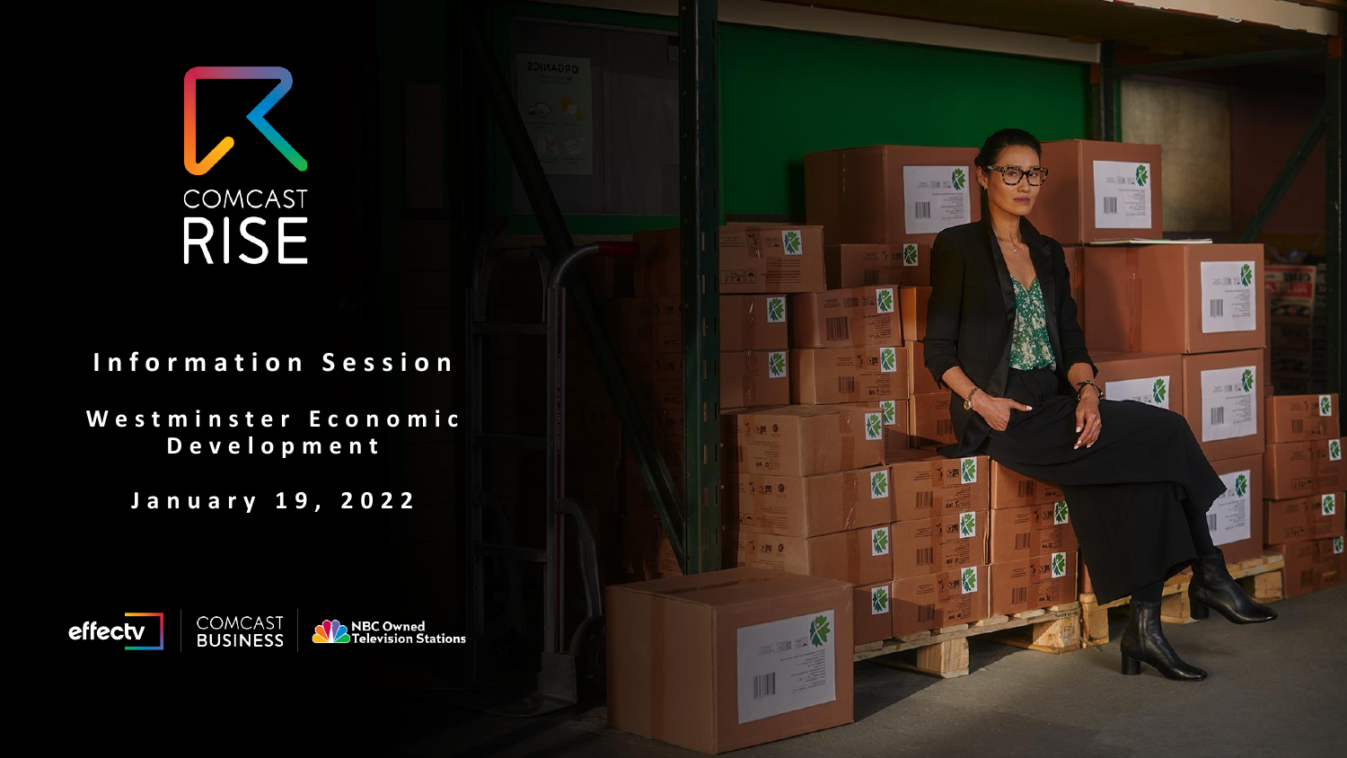COMCAST RISE

# Information Session

## Westminster Economic Development

January 19, 2022

effectv | COMCAST BUSINESS | NBC Owned Television Stations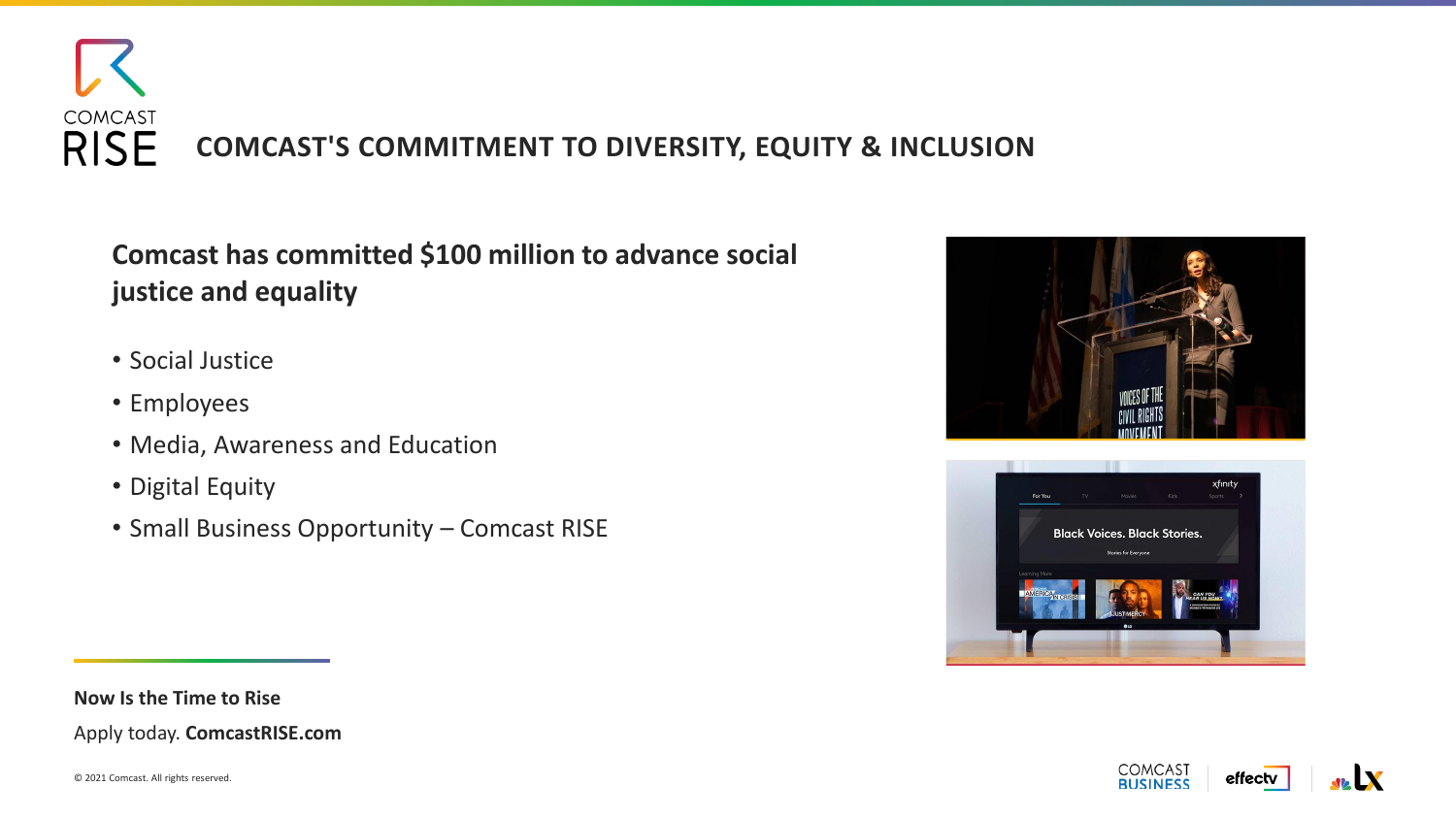# COMCAST'S COMMITMENT TO DIVERSITY, EQUITY & INCLUSION

## Comcast has committed $100 million to advance social justice and equality

- Social Justice
- Employees
- Media, Awareness and Education
- Digital Equity
- Small Business Opportunity – Comcast RISE

**Now Is the Time to Rise**

Apply today. **ComcastRISE.com**

© 2021 Comcast. All rights reserved.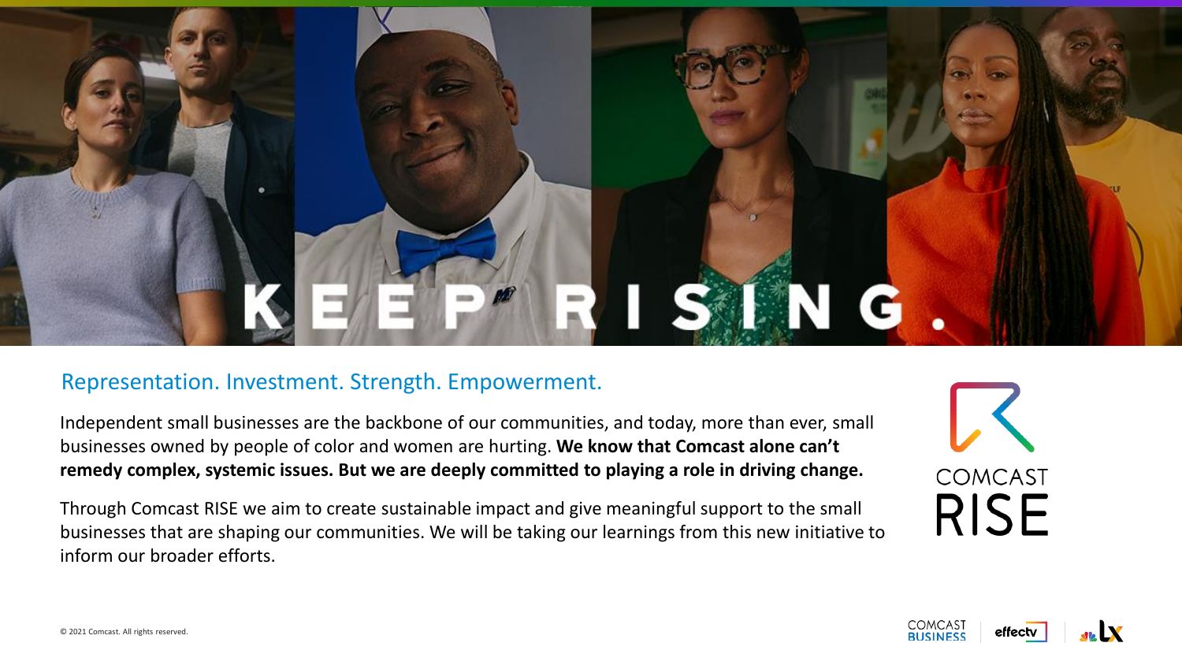# KEEP RISING.

## Representation. Investment. Strength. Empowerment.

Independent small businesses are the backbone of our communities, and today, more than ever, small businesses owned by people of color and women are hurting. **We know that Comcast alone can't remedy complex, systemic issues. But we are deeply committed to playing a role in driving change.**

Through Comcast RISE we aim to create sustainable impact and give meaningful support to the small businesses that are shaping our communities. We will be taking our learnings from this new initiative to inform our broader efforts.

COMCAST RISE

© 2021 Comcast. All rights reserved.

COMCAST BUSINESS | effectv | LX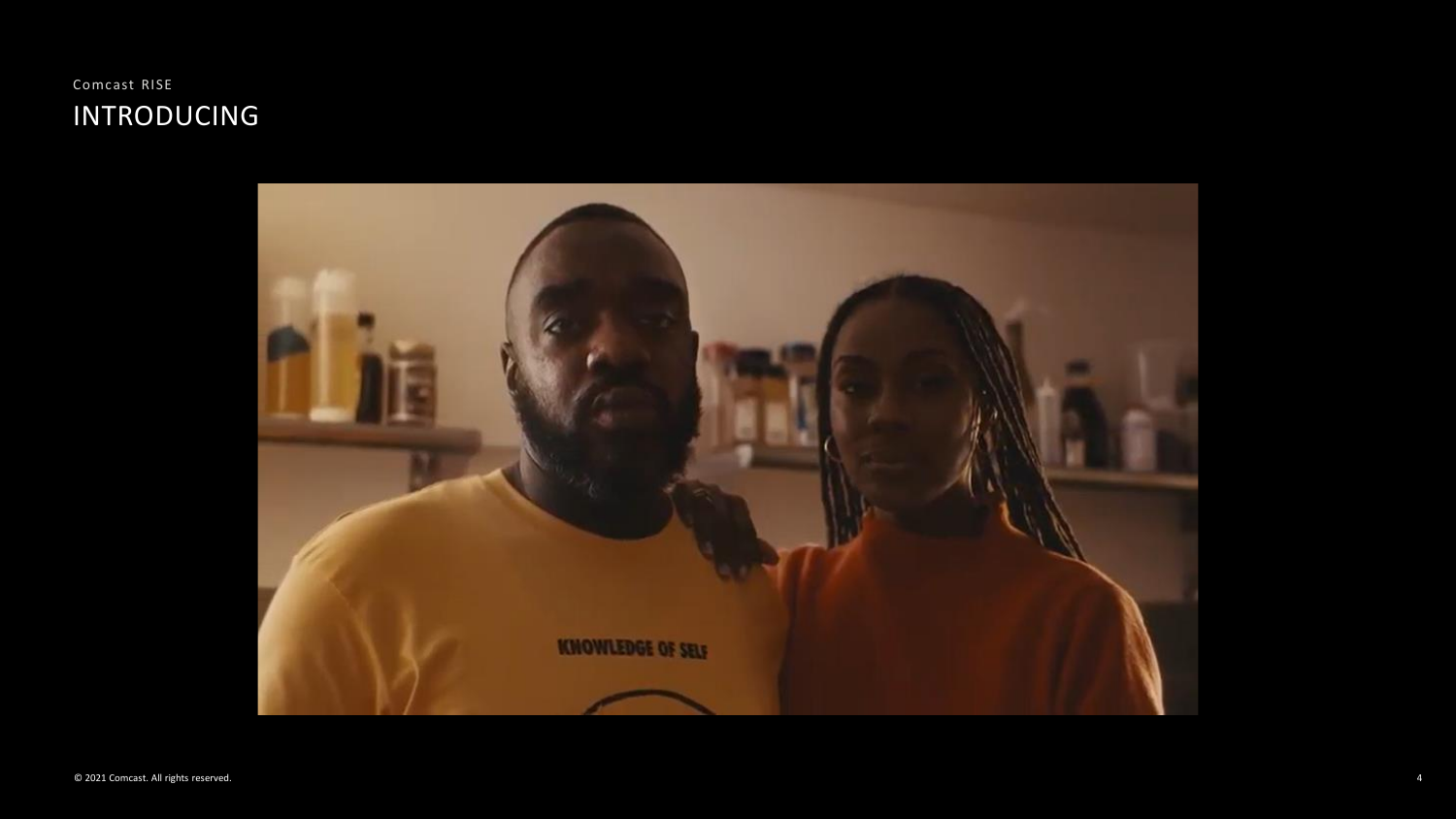Comcast RISE

# INTRODUCING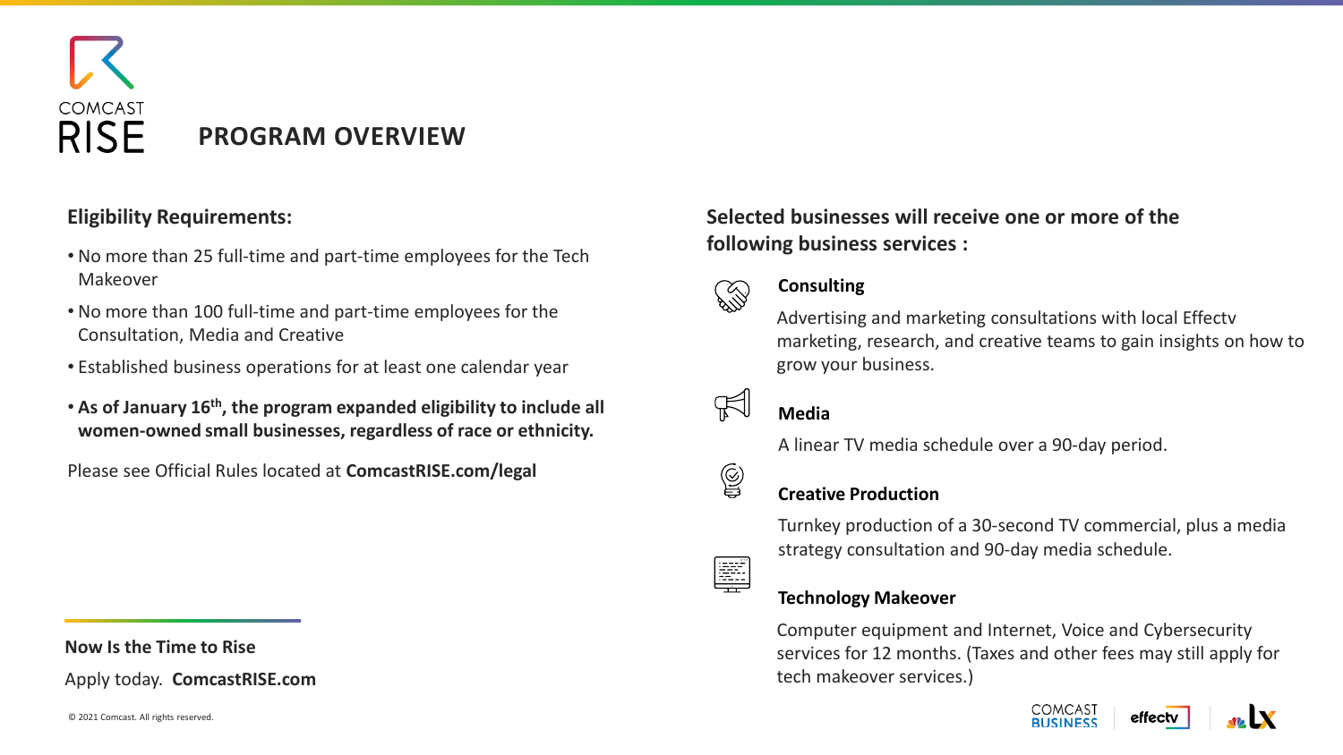# COMCAST RISE

## PROGRAM OVERVIEW

### Eligibility Requirements:

- No more than 25 full-time and part-time employees for the Tech Makeover
- No more than 100 full-time and part-time employees for the Consultation, Media and Creative
- Established business operations for at least one calendar year
- **As of January 16th, the program expanded eligibility to include all women-owned small businesses, regardless of race or ethnicity.**

Please see Official Rules located at **ComcastRISE.com/legal**

### Selected businesses will receive one or more of the following business services :

**Consulting**

Advertising and marketing consultations with local Effectv marketing, research, and creative teams to gain insights on how to grow your business.

**Media**

A linear TV media schedule over a 90-day period.

**Creative Production**

Turnkey production of a 30-second TV commercial, plus a media strategy consultation and 90-day media schedule.

**Technology Makeover**

Computer equipment and Internet, Voice and Cybersecurity services for 12 months. (Taxes and other fees may still apply for tech makeover services.)

**Now Is the Time to Rise**

Apply today. **ComcastRISE.com**

© 2021 Comcast. All rights reserved.

COMCAST BUSINESS | effectv | LX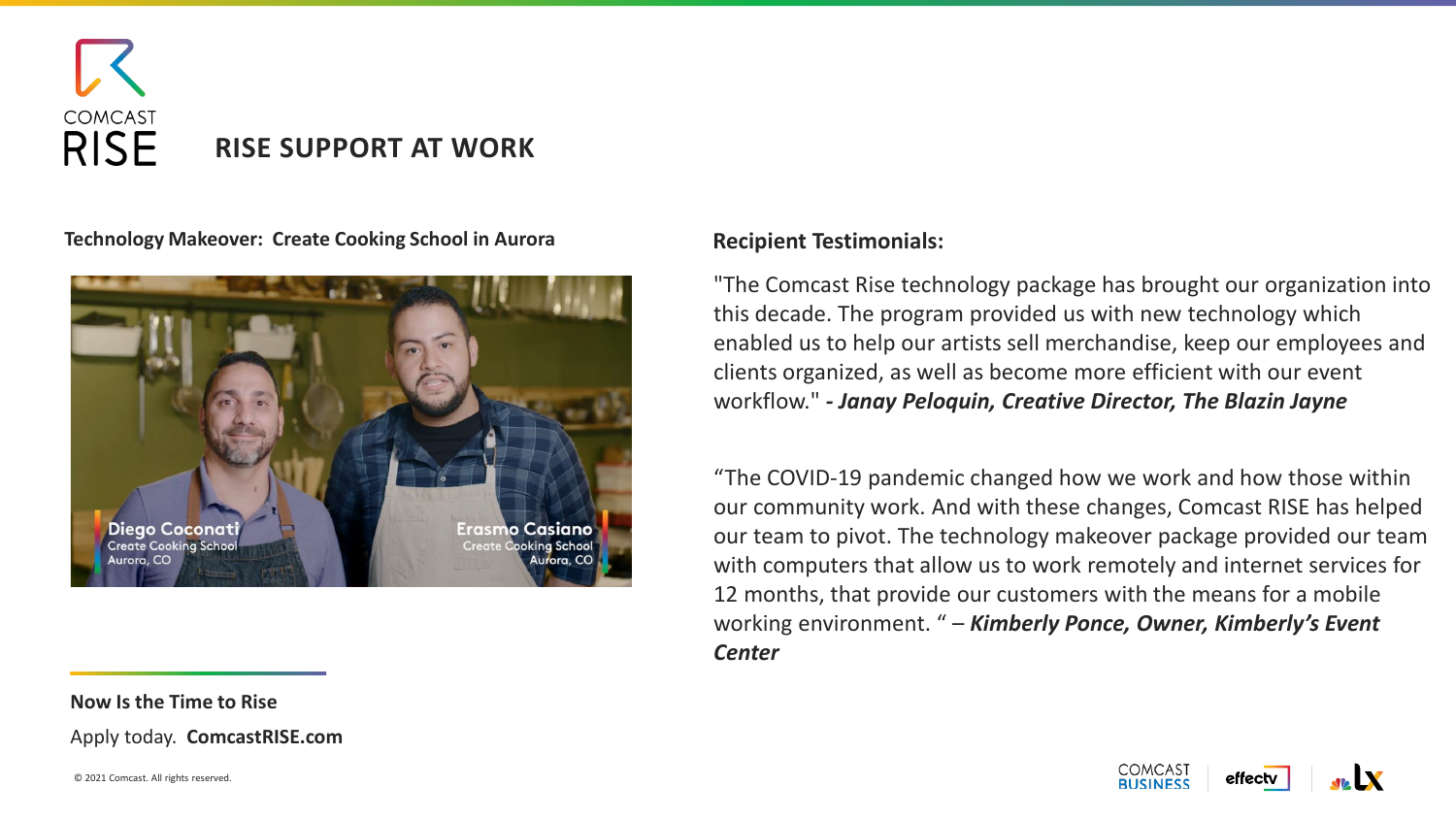# RISE SUPPORT AT WORK

**Technology Makeover: Create Cooking School in Aurora**

**Now Is the Time to Rise**

Apply today. **ComcastRISE.com**

## Recipient Testimonials:

"The Comcast Rise technology package has brought our organization into this decade. The program provided us with new technology which enabled us to help our artists sell merchandise, keep our employees and clients organized, as well as become more efficient with our event workflow." ***- Janay Peloquin, Creative Director, The Blazin Jayne***

"The COVID-19 pandemic changed how we work and how those within our community work. And with these changes, Comcast RISE has helped our team to pivot. The technology makeover package provided our team with computers that allow us to work remotely and internet services for 12 months, that provide our customers with the means for a mobile working environment. " – ***Kimberly Ponce, Owner, Kimberly's Event Center***

© 2021 Comcast. All rights reserved.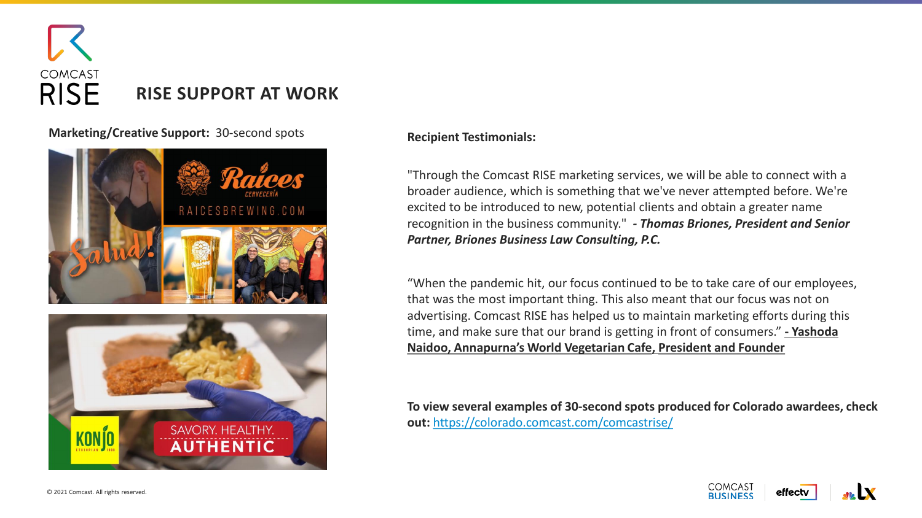# RISE SUPPORT AT WORK

**Marketing/Creative Support:** 30-second spots

**Recipient Testimonials:**

"Through the Comcast RISE marketing services, we will be able to connect with a broader audience, which is something that we've never attempted before. We're excited to be introduced to new, potential clients and obtain a greater name recognition in the business community." ***- Thomas Briones, President and Senior Partner, Briones Business Law Consulting, P.C.***

"When the pandemic hit, our focus continued to be to take care of our employees, that was the most important thing. This also meant that our focus was not on advertising. Comcast RISE has helped us to maintain marketing efforts during this time, and make sure that our brand is getting in front of consumers." **- Yashoda Naidoo, Annapurna's World Vegetarian Cafe, President and Founder**

**To view several examples of 30-second spots produced for Colorado awardees, check out:** https://colorado.comcast.com/comcastrise/

© 2021 Comcast. All rights reserved.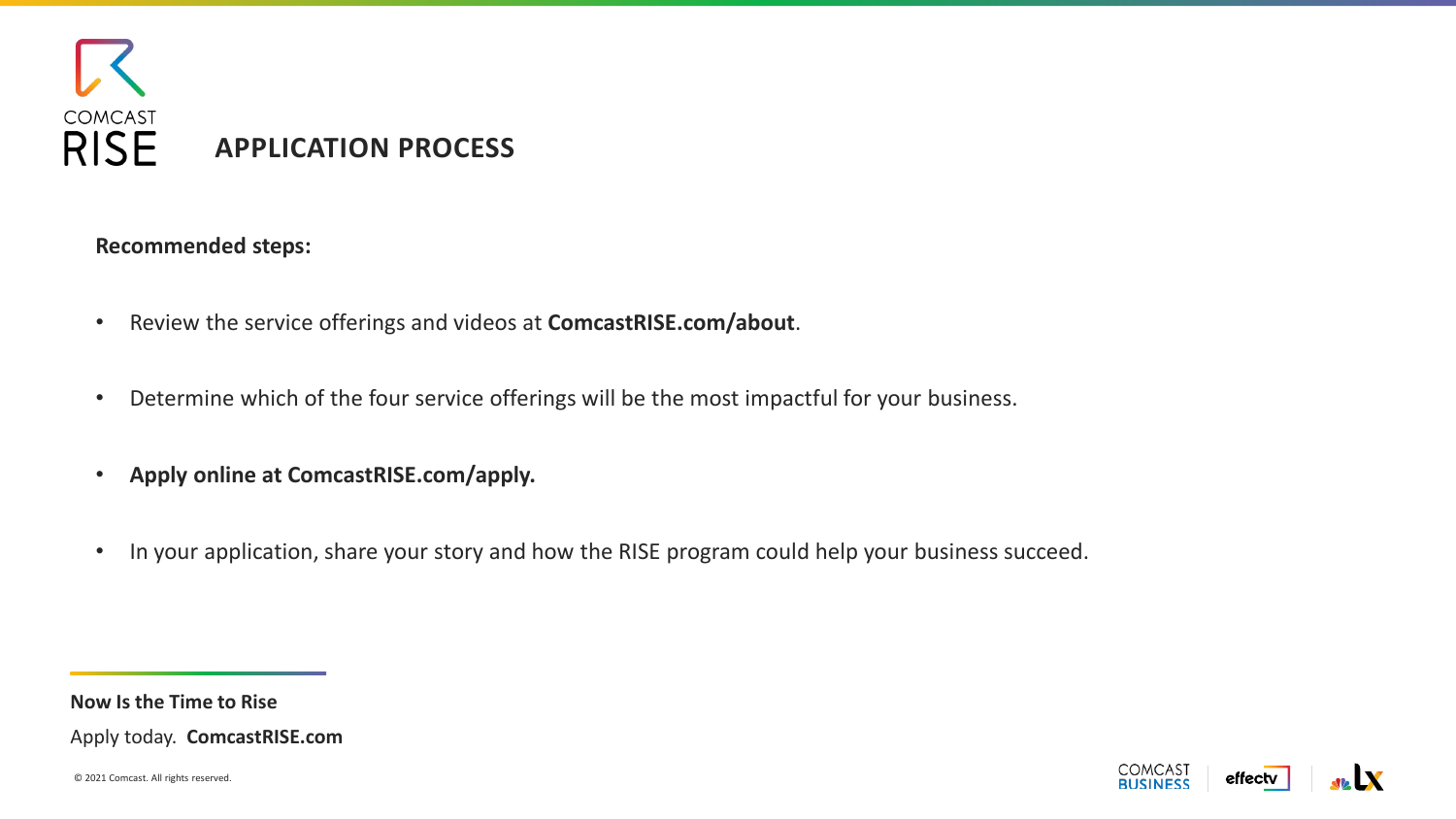# APPLICATION PROCESS

**Recommended steps:**

- Review the service offerings and videos at **ComcastRISE.com/about**.
- Determine which of the four service offerings will be the most impactful for your business.
- **Apply online at ComcastRISE.com/apply.**
- In your application, share your story and how the RISE program could help your business succeed.

**Now Is the Time to Rise**

Apply today. **ComcastRISE.com**

© 2021 Comcast. All rights reserved.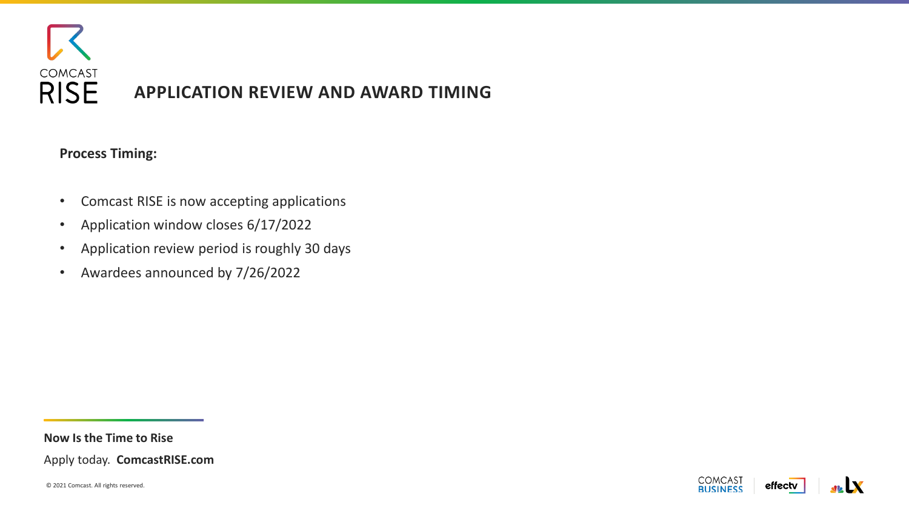# APPLICATION REVIEW AND AWARD TIMING

**Process Timing:**

- Comcast RISE is now accepting applications
- Application window closes 6/17/2022
- Application review period is roughly 30 days
- Awardees announced by 7/26/2022

**Now Is the Time to Rise**

Apply today. **ComcastRISE.com**

© 2021 Comcast. All rights reserved.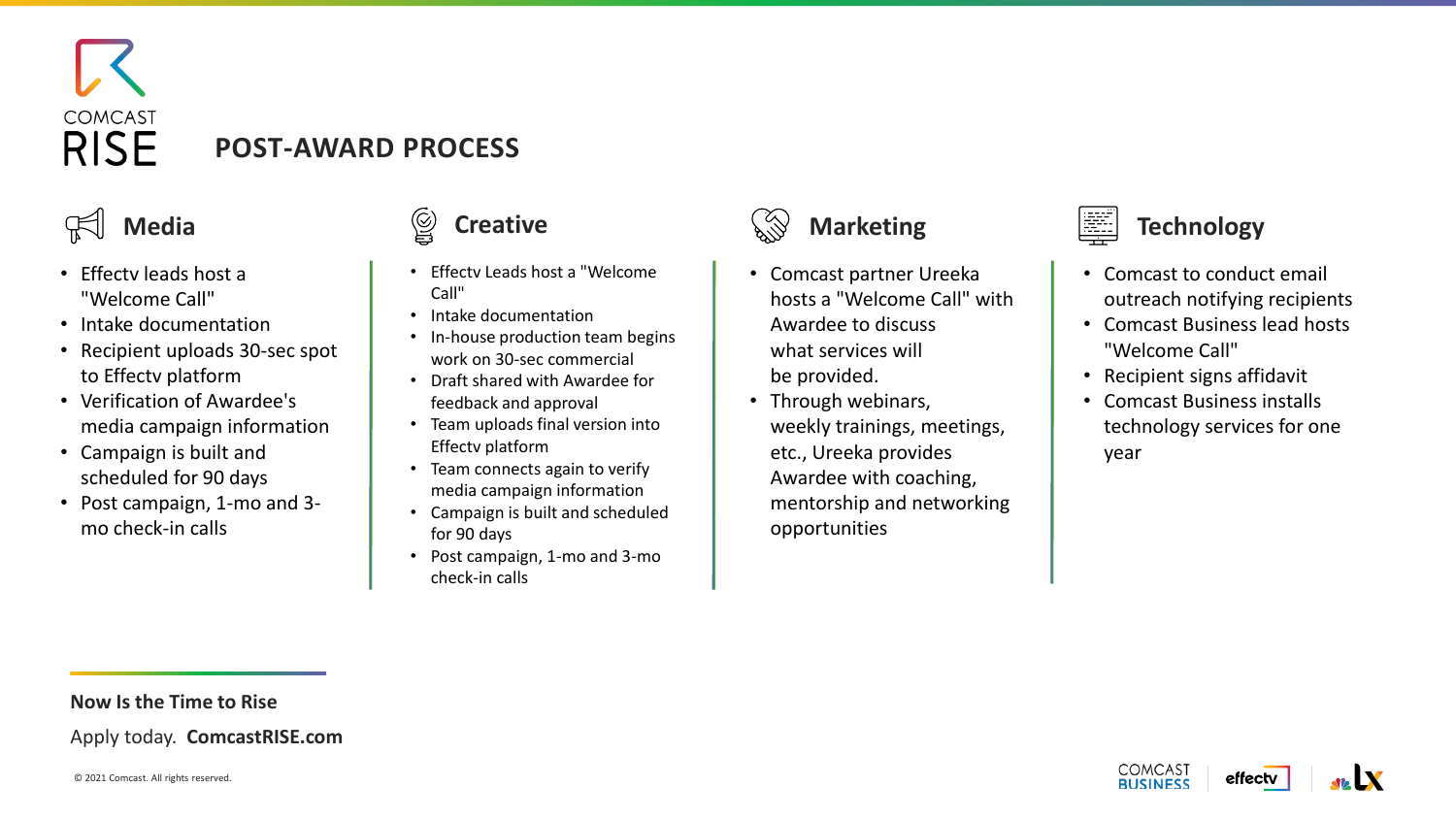COMCAST RISE

# POST-AWARD PROCESS

## Media

- Effectv leads host a "Welcome Call"
- Intake documentation
- Recipient uploads 30-sec spot to Effectv platform
- Verification of Awardee's media campaign information
- Campaign is built and scheduled for 90 days
- Post campaign, 1-mo and 3-mo check-in calls

## Creative

- Effectv Leads host a "Welcome Call"
- Intake documentation
- In-house production team begins work on 30-sec commercial
- Draft shared with Awardee for feedback and approval
- Team uploads final version into Effectv platform
- Team connects again to verify media campaign information
- Campaign is built and scheduled for 90 days
- Post campaign, 1-mo and 3-mo check-in calls

## Marketing

- Comcast partner Ureeka hosts a "Welcome Call" with Awardee to discuss what services will be provided.
- Through webinars, weekly trainings, meetings, etc., Ureeka provides Awardee with coaching, mentorship and networking opportunities

## Technology

- Comcast to conduct email outreach notifying recipients
- Comcast Business lead hosts "Welcome Call"
- Recipient signs affidavit
- Comcast Business installs technology services for one year

**Now Is the Time to Rise**

Apply today. **ComcastRISE.com**

© 2021 Comcast. All rights reserved.

COMCAST BUSINESS | effectv | LX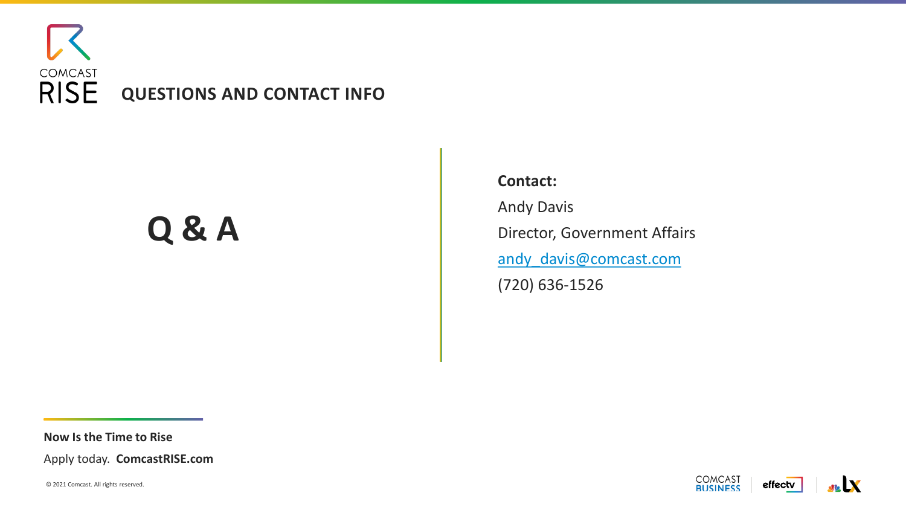# QUESTIONS AND CONTACT INFO

## Q & A

**Contact:**

Andy Davis

Director, Government Affairs

andy_davis@comcast.com

(720) 636-1526

**Now Is the Time to Rise**

Apply today. **ComcastRISE.com**

© 2021 Comcast. All rights reserved.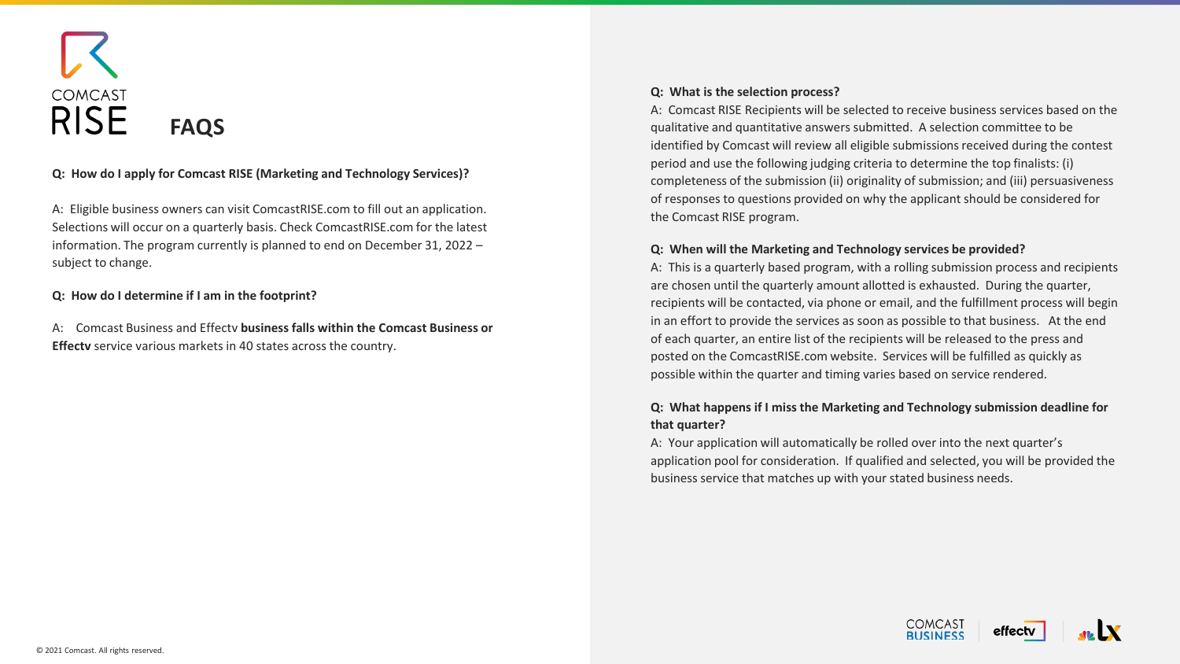COMCAST RISE

# FAQS

**Q: How do I apply for Comcast RISE (Marketing and Technology Services)?**

A: Eligible business owners can visit ComcastRISE.com to fill out an application. Selections will occur on a quarterly basis. Check ComcastRISE.com for the latest information. The program currently is planned to end on December 31, 2022 – subject to change.

**Q: How do I determine if I am in the footprint?**

A: Comcast Business and Effectv **business falls within the Comcast Business or Effectv** service various markets in 40 states across the country.

**Q: What is the selection process?**

A: Comcast RISE Recipients will be selected to receive business services based on the qualitative and quantitative answers submitted. A selection committee to be identified by Comcast will review all eligible submissions received during the contest period and use the following judging criteria to determine the top finalists: (i) completeness of the submission (ii) originality of submission; and (iii) persuasiveness of responses to questions provided on why the applicant should be considered for the Comcast RISE program.

**Q: When will the Marketing and Technology services be provided?**

A: This is a quarterly based program, with a rolling submission process and recipients are chosen until the quarterly amount allotted is exhausted. During the quarter, recipients will be contacted, via phone or email, and the fulfillment process will begin in an effort to provide the services as soon as possible to that business. At the end of each quarter, an entire list of the recipients will be released to the press and posted on the ComcastRISE.com website. Services will be fulfilled as quickly as possible within the quarter and timing varies based on service rendered.

**Q: What happens if I miss the Marketing and Technology submission deadline for that quarter?**

A: Your application will automatically be rolled over into the next quarter's application pool for consideration. If qualified and selected, you will be provided the business service that matches up with your stated business needs.

© 2021 Comcast. All rights reserved.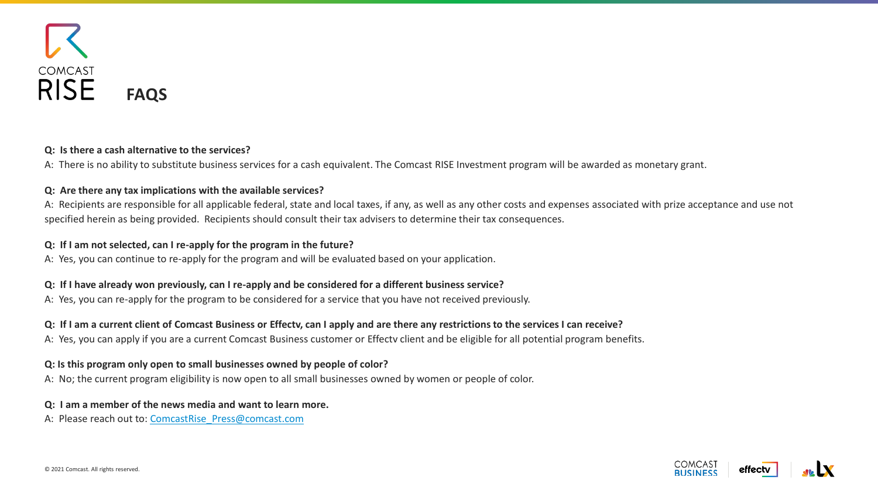COMCAST RISE

# FAQS

**Q: Is there a cash alternative to the services?**

A: There is no ability to substitute business services for a cash equivalent. The Comcast RISE Investment program will be awarded as monetary grant.

**Q: Are there any tax implications with the available services?**

A: Recipients are responsible for all applicable federal, state and local taxes, if any, as well as any other costs and expenses associated with prize acceptance and use not specified herein as being provided. Recipients should consult their tax advisers to determine their tax consequences.

**Q: If I am not selected, can I re-apply for the program in the future?**

A: Yes, you can continue to re-apply for the program and will be evaluated based on your application.

**Q: If I have already won previously, can I re-apply and be considered for a different business service?**

A: Yes, you can re-apply for the program to be considered for a service that you have not received previously.

**Q: If I am a current client of Comcast Business or Effectv, can I apply and are there any restrictions to the services I can receive?**

A: Yes, you can apply if you are a current Comcast Business customer or Effectv client and be eligible for all potential program benefits.

**Q: Is this program only open to small businesses owned by people of color?**

A: No; the current program eligibility is now open to all small businesses owned by women or people of color.

**Q: I am a member of the news media and want to learn more.**

A: Please reach out to: ComcastRise_Press@comcast.com

© 2021 Comcast. All rights reserved.

COMCAST BUSINESS effectv LX